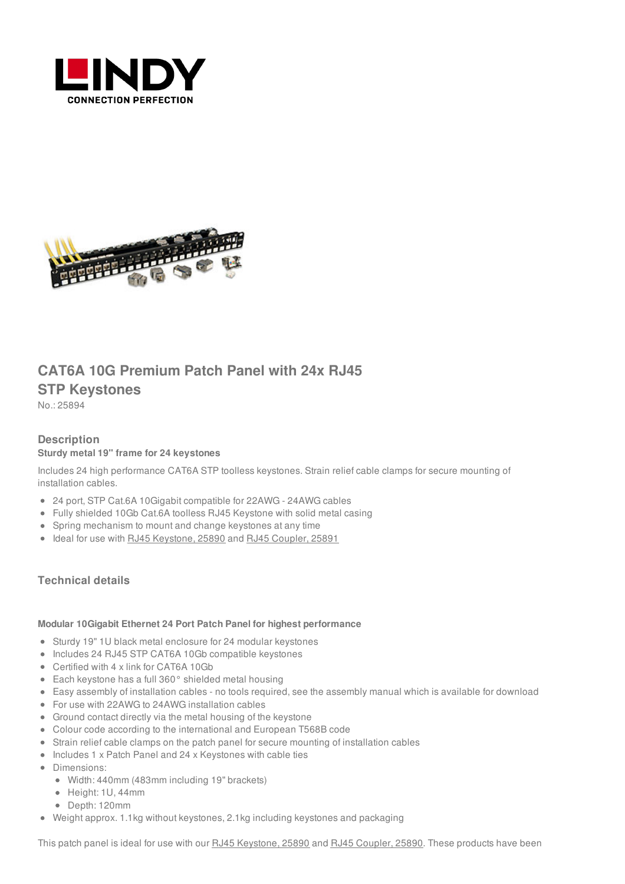# CAT6A 10G Premium Patch Panel with 24x RJ45 STP Keystones

No.: 25894

## Description

**Sturdy metal 19" frame for 24 keystones**

Includes 24 high performance CAT6A STP toolless keystones. Strain relief cable clamps for secure mounting of installation cables.

- 24 port, STP Cat.6A 10Gigabit compatible for 22AWG - 24AWG cables
- Fully shielded 10Gb Cat.6A toolless RJ45 Keystone with solid metal casing
- Spring mechanism to mount and change keystones at any time
- Ideal for use with RJ45 Keystone, 25890 and RJ45 Coupler, 25891

## Technical details

**Modular 10Gigabit Ethernet 24 Port Patch Panel for highest performance**

- Sturdy 19" 1U black metal enclosure for 24 modular keystones
- Includes 24 RJ45 STP CAT6A 10Gb compatible keystones
- Certified with 4 x link for CAT6A 10Gb
- Each keystone has a full 360° shielded metal housing
- Easy assembly of installation cables - no tools required, see the assembly manual which is available for download
- For use with 22AWG to 24AWG installation cables
- Ground contact directly via the metal housing of the keystone
- Colour code according to the international and European T568B code
- Strain relief cable clamps on the patch panel for secure mounting of installation cables
- Includes 1 x Patch Panel and 24 x Keystones with cable ties
- Dimensions:
  - Width: 440mm (483mm including 19" brackets)
  - Height: 1U, 44mm
  - Depth: 120mm
- Weight approx. 1.1kg without keystones, 2.1kg including keystones and packaging

This patch panel is ideal for use with our RJ45 Keystone, 25890 and RJ45 Coupler, 25890. These products have been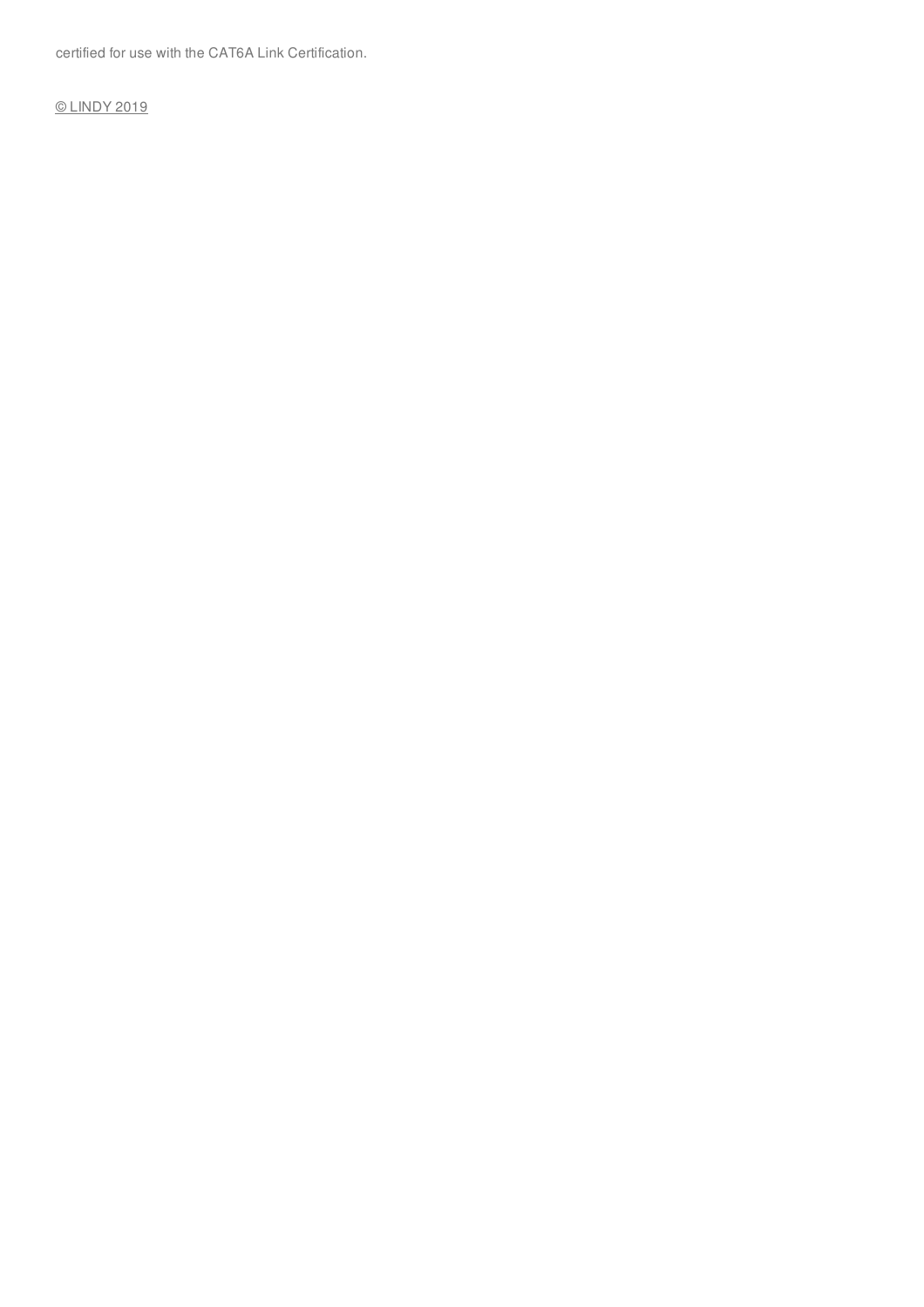certified for use with the CAT6A Link Certification.

© LINDY 2019